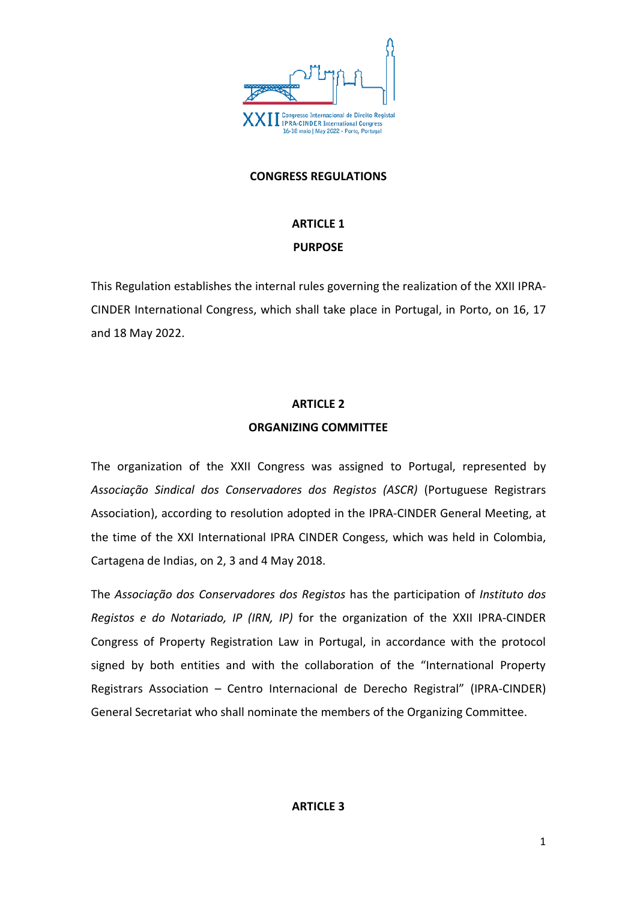XXII Congresso Internacional de Direito Registal
IPRA-CINDER International Congress
16-18 maio | May 2022 - Porto, Portugal

# CONGRESS REGULATIONS

## ARTICLE 1
## PURPOSE

This Regulation establishes the internal rules governing the realization of the XXII IPRA-CINDER International Congress, which shall take place in Portugal, in Porto, on 16, 17 and 18 May 2022.

## ARTICLE 2
## ORGANIZING COMMITTEE

The organization of the XXII Congress was assigned to Portugal, represented by *Associação Sindical dos Conservadores dos Registos (ASCR)* (Portuguese Registrars Association), according to resolution adopted in the IPRA-CINDER General Meeting, at the time of the XXI International IPRA CINDER Congess, which was held in Colombia, Cartagena de Indias, on 2, 3 and 4 May 2018.

The *Associação dos Conservadores dos Registos* has the participation of *Instituto dos Registos e do Notariado, IP (IRN, IP)* for the organization of the XXII IPRA-CINDER Congress of Property Registration Law in Portugal, in accordance with the protocol signed by both entities and with the collaboration of the "International Property Registrars Association – Centro Internacional de Derecho Registral" (IPRA-CINDER) General Secretariat who shall nominate the members of the Organizing Committee.

## ARTICLE 3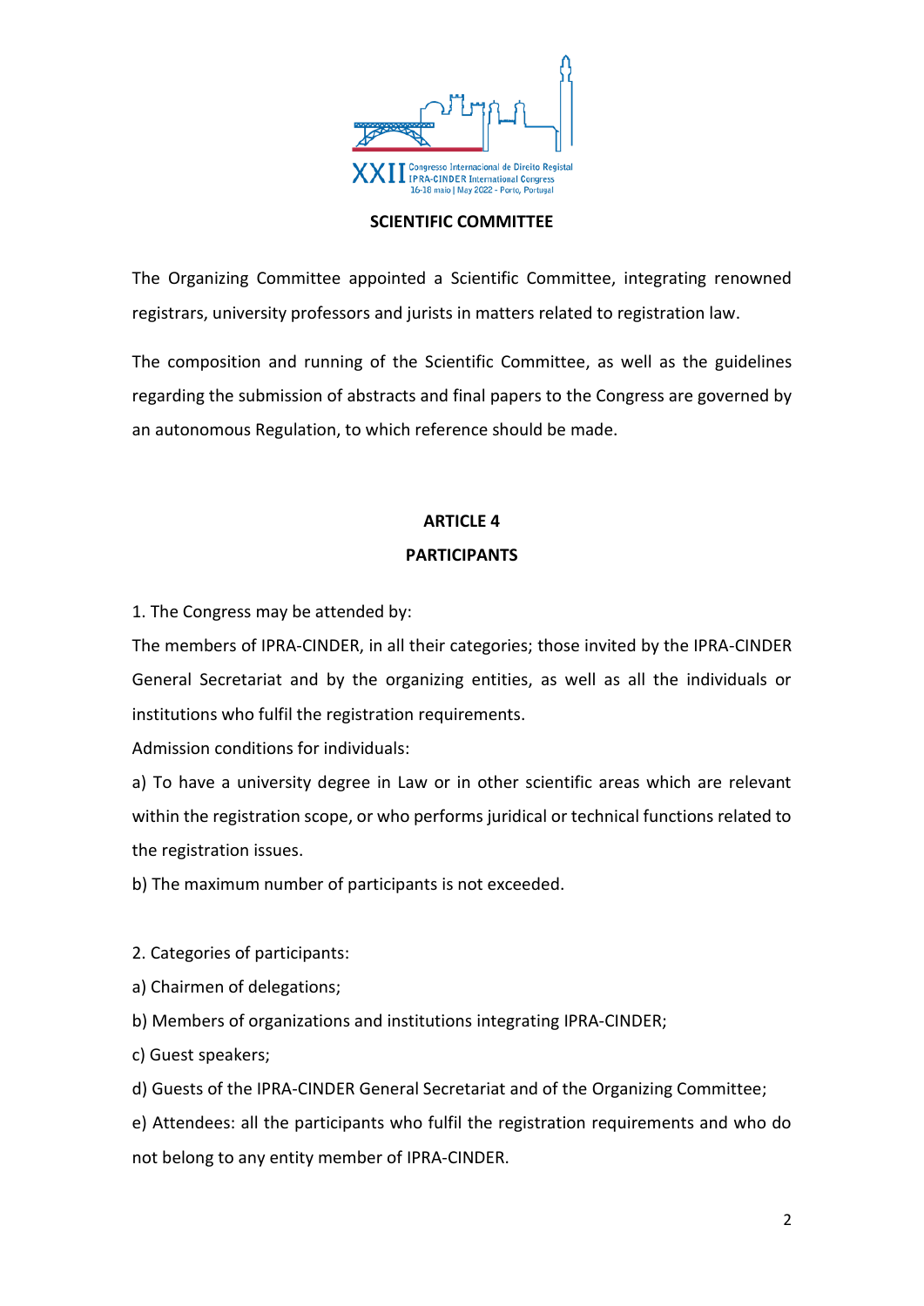## SCIENTIFIC COMMITTEE

The Organizing Committee appointed a Scientific Committee, integrating renowned registrars, university professors and jurists in matters related to registration law.

The composition and running of the Scientific Committee, as well as the guidelines regarding the submission of abstracts and final papers to the Congress are governed by an autonomous Regulation, to which reference should be made.

## ARTICLE 4
## PARTICIPANTS

1. The Congress may be attended by:

The members of IPRA-CINDER, in all their categories; those invited by the IPRA-CINDER General Secretariat and by the organizing entities, as well as all the individuals or institutions who fulfil the registration requirements.

Admission conditions for individuals:

a) To have a university degree in Law or in other scientific areas which are relevant within the registration scope, or who performs juridical or technical functions related to the registration issues.

b) The maximum number of participants is not exceeded.

2. Categories of participants:

a) Chairmen of delegations;

b) Members of organizations and institutions integrating IPRA-CINDER;

c) Guest speakers;

d) Guests of the IPRA-CINDER General Secretariat and of the Organizing Committee;

e) Attendees: all the participants who fulfil the registration requirements and who do not belong to any entity member of IPRA-CINDER.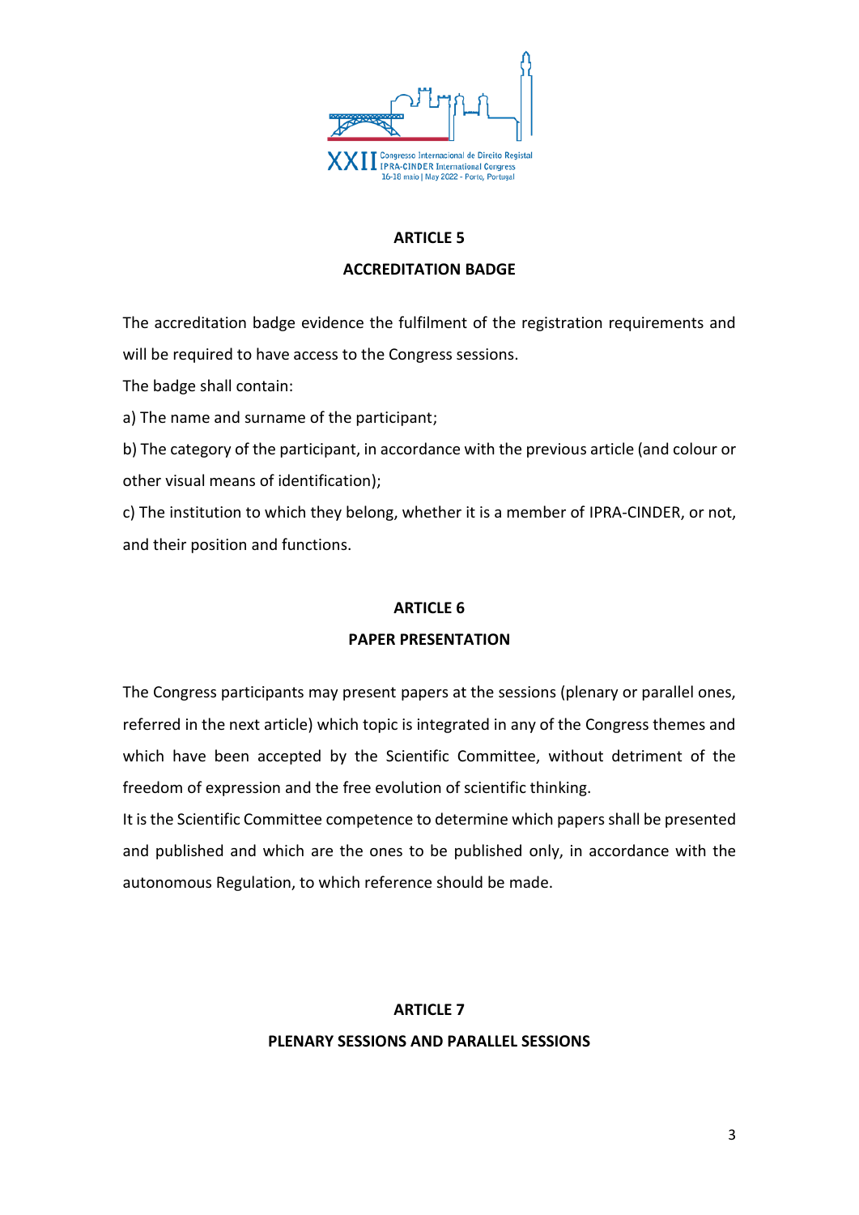## ARTICLE 5

## ACCREDITATION BADGE

The accreditation badge evidence the fulfilment of the registration requirements and will be required to have access to the Congress sessions.

The badge shall contain:

a) The name and surname of the participant;

b) The category of the participant, in accordance with the previous article (and colour or other visual means of identification);

c) The institution to which they belong, whether it is a member of IPRA-CINDER, or not, and their position and functions.

## ARTICLE 6

## PAPER PRESENTATION

The Congress participants may present papers at the sessions (plenary or parallel ones, referred in the next article) which topic is integrated in any of the Congress themes and which have been accepted by the Scientific Committee, without detriment of the freedom of expression and the free evolution of scientific thinking.

It is the Scientific Committee competence to determine which papers shall be presented and published and which are the ones to be published only, in accordance with the autonomous Regulation, to which reference should be made.

## ARTICLE 7

## PLENARY SESSIONS AND PARALLEL SESSIONS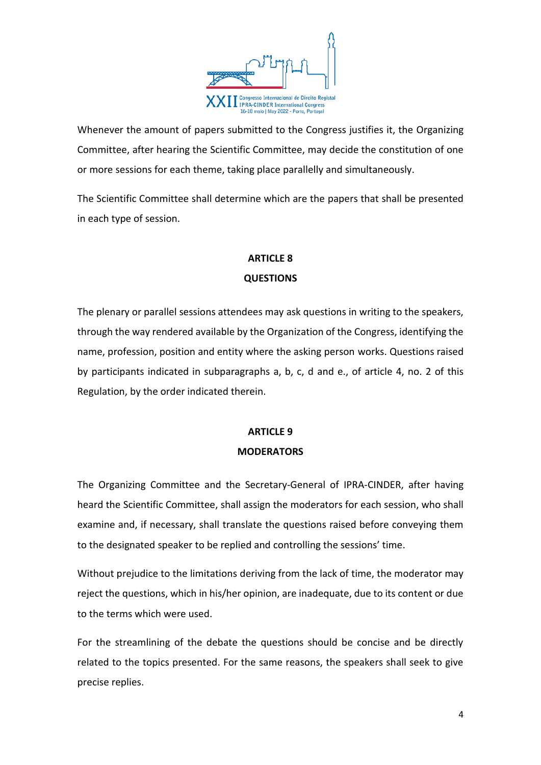Whenever the amount of papers submitted to the Congress justifies it, the Organizing Committee, after hearing the Scientific Committee, may decide the constitution of one or more sessions for each theme, taking place parallelly and simultaneously.

The Scientific Committee shall determine which are the papers that shall be presented in each type of session.

## ARTICLE 8
## QUESTIONS

The plenary or parallel sessions attendees may ask questions in writing to the speakers, through the way rendered available by the Organization of the Congress, identifying the name, profession, position and entity where the asking person works. Questions raised by participants indicated in subparagraphs a, b, c, d and e., of article 4, no. 2 of this Regulation, by the order indicated therein.

## ARTICLE 9
## MODERATORS

The Organizing Committee and the Secretary-General of IPRA-CINDER, after having heard the Scientific Committee, shall assign the moderators for each session, who shall examine and, if necessary, shall translate the questions raised before conveying them to the designated speaker to be replied and controlling the sessions' time.

Without prejudice to the limitations deriving from the lack of time, the moderator may reject the questions, which in his/her opinion, are inadequate, due to its content or due to the terms which were used.

For the streamlining of the debate the questions should be concise and be directly related to the topics presented. For the same reasons, the speakers shall seek to give precise replies.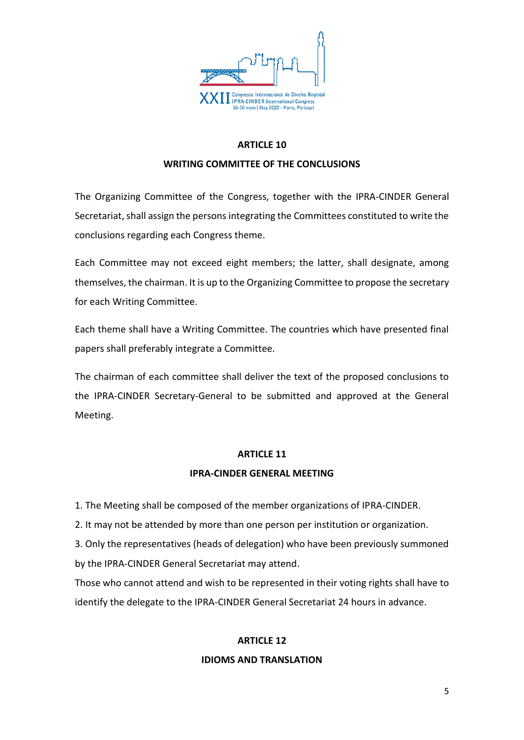## ARTICLE 10

## WRITING COMMITTEE OF THE CONCLUSIONS

The Organizing Committee of the Congress, together with the IPRA-CINDER General Secretariat, shall assign the persons integrating the Committees constituted to write the conclusions regarding each Congress theme.

Each Committee may not exceed eight members; the latter, shall designate, among themselves, the chairman. It is up to the Organizing Committee to propose the secretary for each Writing Committee.

Each theme shall have a Writing Committee. The countries which have presented final papers shall preferably integrate a Committee.

The chairman of each committee shall deliver the text of the proposed conclusions to the IPRA-CINDER Secretary-General to be submitted and approved at the General Meeting.

## ARTICLE 11

## IPRA-CINDER GENERAL MEETING

1. The Meeting shall be composed of the member organizations of IPRA-CINDER.
2. It may not be attended by more than one person per institution or organization.
3. Only the representatives (heads of delegation) who have been previously summoned by the IPRA-CINDER General Secretariat may attend.

Those who cannot attend and wish to be represented in their voting rights shall have to identify the delegate to the IPRA-CINDER General Secretariat 24 hours in advance.

## ARTICLE 12

## IDIOMS AND TRANSLATION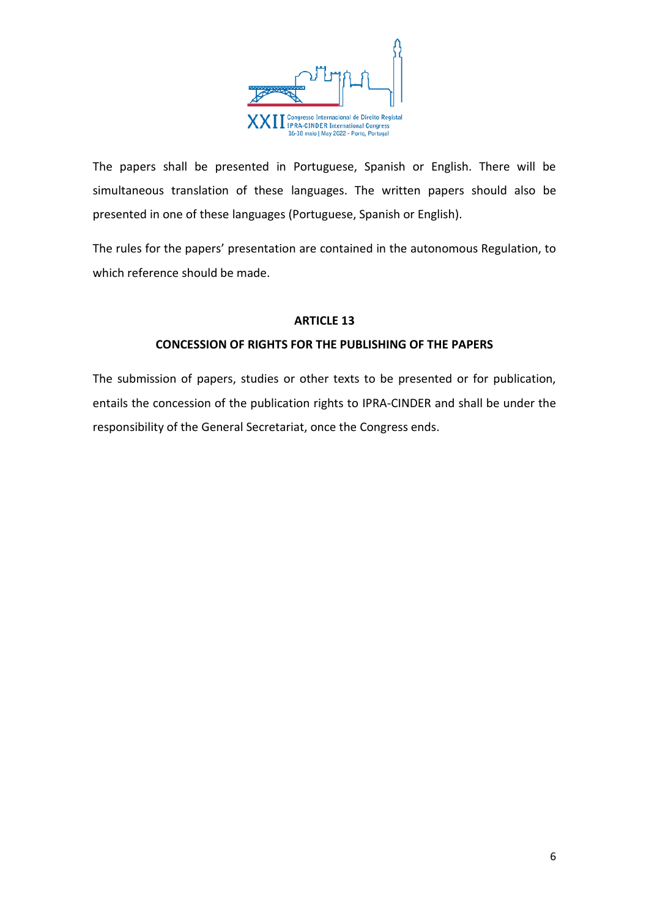The papers shall be presented in Portuguese, Spanish or English. There will be simultaneous translation of these languages. The written papers should also be presented in one of these languages (Portuguese, Spanish or English).

The rules for the papers' presentation are contained in the autonomous Regulation, to which reference should be made.

## ARTICLE 13

## CONCESSION OF RIGHTS FOR THE PUBLISHING OF THE PAPERS

The submission of papers, studies or other texts to be presented or for publication, entails the concession of the publication rights to IPRA-CINDER and shall be under the responsibility of the General Secretariat, once the Congress ends.